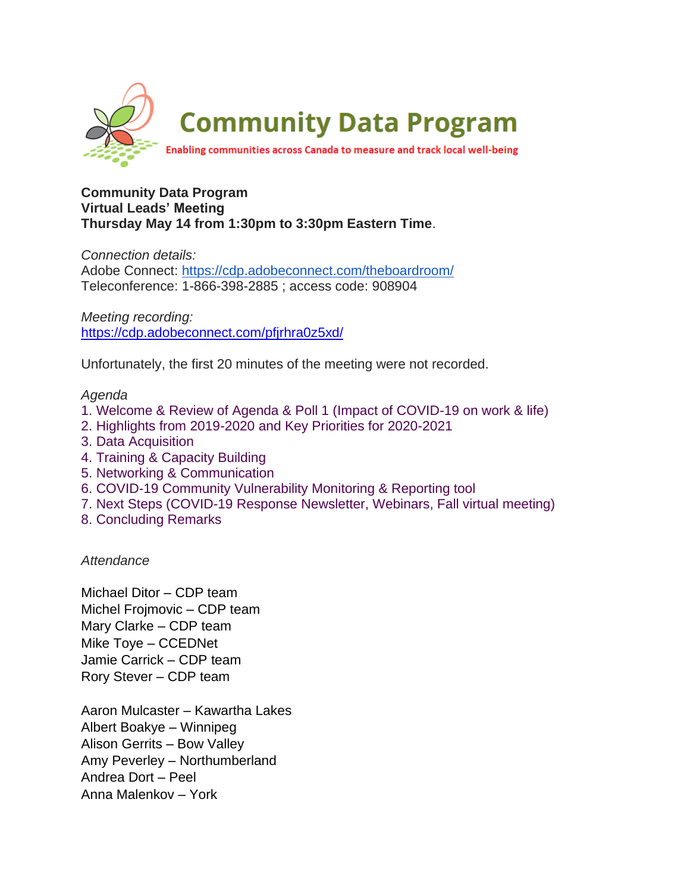# Community Data Program

Enabling communities across Canada to measure and track local well-being

**Community Data Program**
**Virtual Leads' Meeting**
**Thursday May 14 from 1:30pm to 3:30pm Eastern Time**.

*Connection details:*
Adobe Connect: https://cdp.adobeconnect.com/theboardroom/
Teleconference: 1-866-398-2885 ; access code: 908904

*Meeting recording:*
https://cdp.adobeconnect.com/pfjrhra0z5xd/

Unfortunately, the first 20 minutes of the meeting were not recorded.

*Agenda*

1. Welcome & Review of Agenda & Poll 1 (Impact of COVID-19 on work & life)
2. Highlights from 2019-2020 and Key Priorities for 2020-2021
3. Data Acquisition
4. Training & Capacity Building
5. Networking & Communication
6. COVID-19 Community Vulnerability Monitoring & Reporting tool
7. Next Steps (COVID-19 Response Newsletter, Webinars, Fall virtual meeting)
8. Concluding Remarks

*Attendance*

Michael Ditor – CDP team
Michel Frojmovic – CDP team
Mary Clarke – CDP team
Mike Toye – CCEDNet
Jamie Carrick – CDP team
Rory Stever – CDP team

Aaron Mulcaster – Kawartha Lakes
Albert Boakye – Winnipeg
Alison Gerrits – Bow Valley
Amy Peverley – Northumberland
Andrea Dort – Peel
Anna Malenkov – York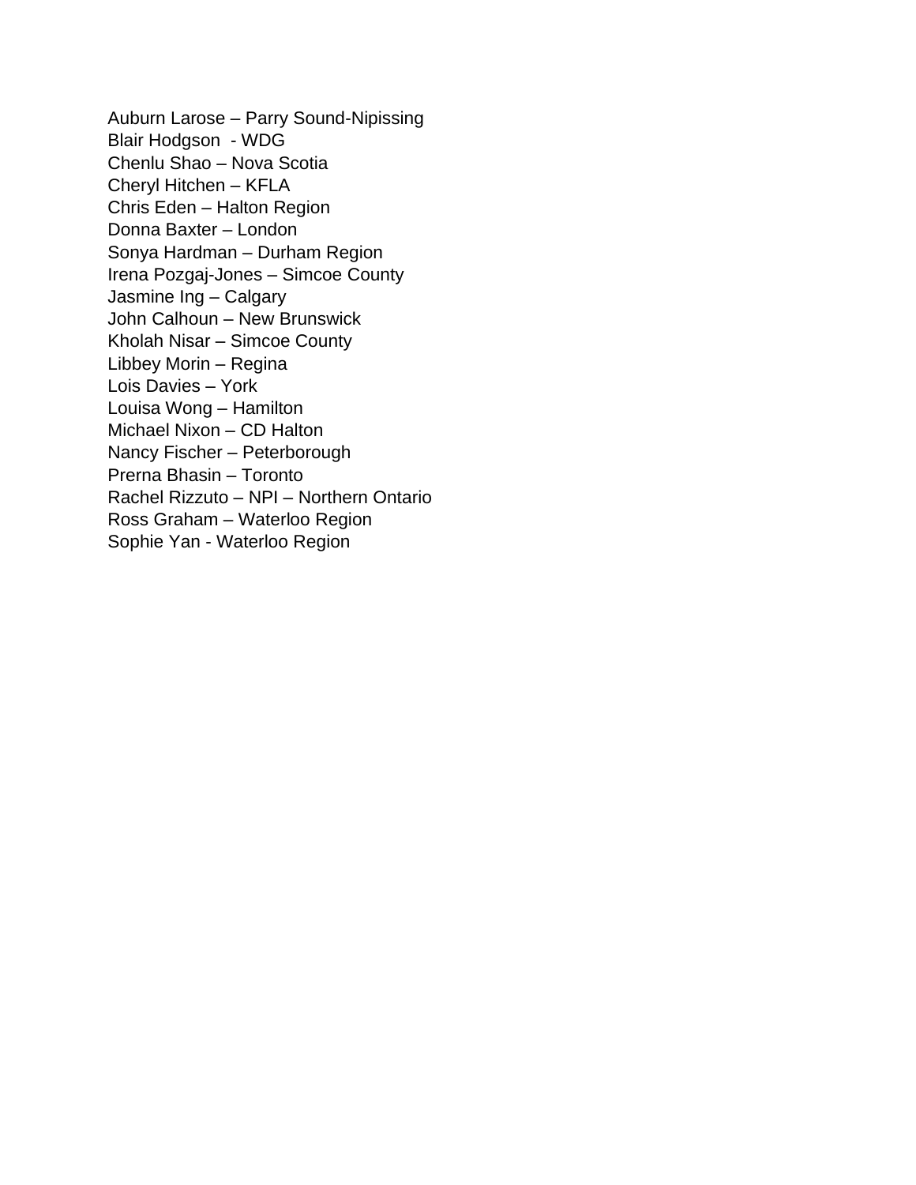Auburn Larose – Parry Sound-Nipissing
Blair Hodgson - WDG
Chenlu Shao – Nova Scotia
Cheryl Hitchen – KFLA
Chris Eden – Halton Region
Donna Baxter – London
Sonya Hardman – Durham Region
Irena Pozgaj-Jones – Simcoe County
Jasmine Ing – Calgary
John Calhoun – New Brunswick
Kholah Nisar – Simcoe County
Libbey Morin – Regina
Lois Davies – York
Louisa Wong – Hamilton
Michael Nixon – CD Halton
Nancy Fischer – Peterborough
Prerna Bhasin – Toronto
Rachel Rizzuto – NPI – Northern Ontario
Ross Graham – Waterloo Region
Sophie Yan - Waterloo Region